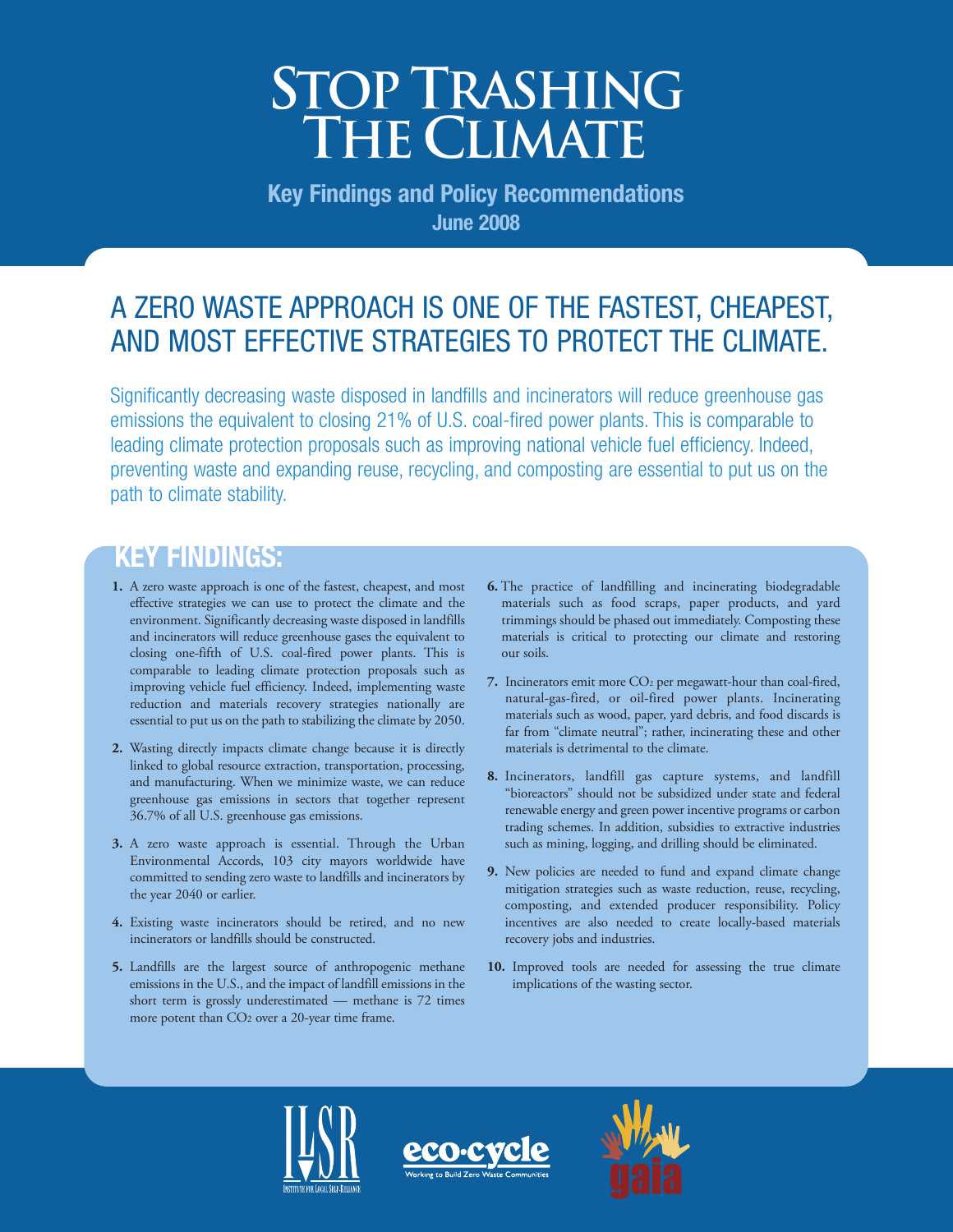# Stop Trashing The Climate

**Key Findings and Policy Recommendations**

**June 2008**

## A ZERO WASTE APPROACH IS ONE OF THE FASTEST, CHEAPEST, AND MOST EFFECTIVE STRATEGIES TO PROTECT THE CLIMATE.

Significantly decreasing waste disposed in landfills and incinerators will reduce greenhouse gas emissions the equivalent to closing 21% of U.S. coal-fired power plants. This is comparable to leading climate protection proposals such as improving national vehicle fuel efficiency. Indeed, preventing waste and expanding reuse, recycling, and composting are essential to put us on the path to climate stability.

## KEY FINDINGS:

1. A zero waste approach is one of the fastest, cheapest, and most effective strategies we can use to protect the climate and the environment. Significantly decreasing waste disposed in landfills and incinerators will reduce greenhouse gases the equivalent to closing one-fifth of U.S. coal-fired power plants. This is comparable to leading climate protection proposals such as improving vehicle fuel efficiency. Indeed, implementing waste reduction and materials recovery strategies nationally are essential to put us on the path to stabilizing the climate by 2050.

2. Wasting directly impacts climate change because it is directly linked to global resource extraction, transportation, processing, and manufacturing. When we minimize waste, we can reduce greenhouse gas emissions in sectors that together represent 36.7% of all U.S. greenhouse gas emissions.

3. A zero waste approach is essential. Through the Urban Environmental Accords, 103 city mayors worldwide have committed to sending zero waste to landfills and incinerators by the year 2040 or earlier.

4. Existing waste incinerators should be retired, and no new incinerators or landfills should be constructed.

5. Landfills are the largest source of anthropogenic methane emissions in the U.S., and the impact of landfill emissions in the short term is grossly underestimated — methane is 72 times more potent than $CO_2$ over a 20-year time frame.

6. The practice of landfilling and incinerating biodegradable materials such as food scraps, paper products, and yard trimmings should be phased out immediately. Composting these materials is critical to protecting our climate and restoring our soils.

7. Incinerators emit more $CO_2$ per megawatt-hour than coal-fired, natural-gas-fired, or oil-fired power plants. Incinerating materials such as wood, paper, yard debris, and food discards is far from "climate neutral"; rather, incinerating these and other materials is detrimental to the climate.

8. Incinerators, landfill gas capture systems, and landfill "bioreactors" should not be subsidized under state and federal renewable energy and green power incentive programs or carbon trading schemes. In addition, subsidies to extractive industries such as mining, logging, and drilling should be eliminated.

9. New policies are needed to fund and expand climate change mitigation strategies such as waste reduction, reuse, recycling, composting, and extended producer responsibility. Policy incentives are also needed to create locally-based materials recovery jobs and industries.

10. Improved tools are needed for assessing the true climate implications of the wasting sector.

ILSR Institute for Local Self-Reliance

eco-cycle Working to Build Zero Waste Communities

gaia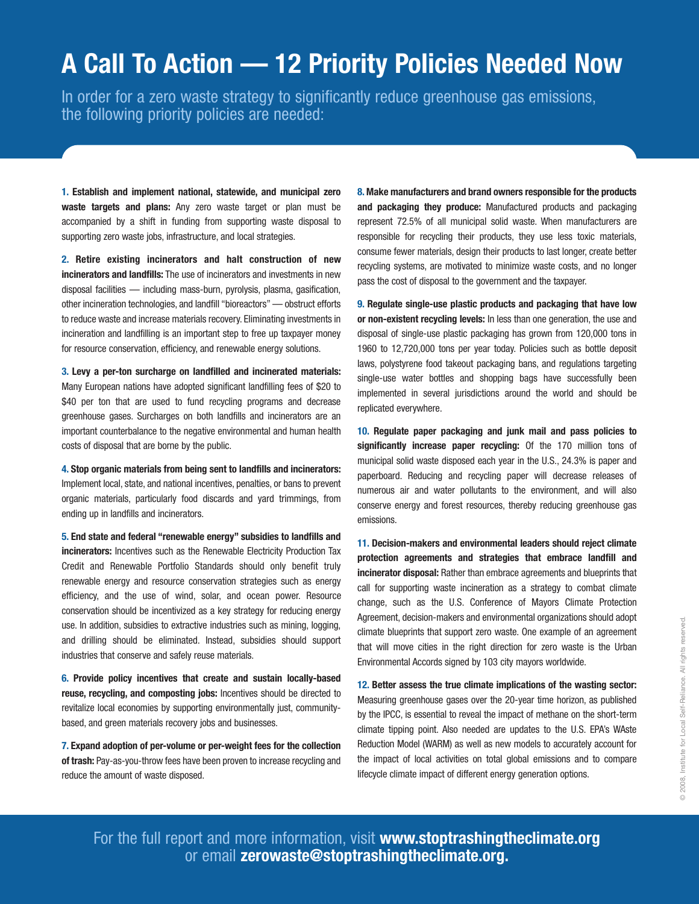# A Call To Action — 12 Priority Policies Needed Now

In order for a zero waste strategy to significantly reduce greenhouse gas emissions, the following priority policies are needed:

**1. Establish and implement national, statewide, and municipal zero waste targets and plans:** Any zero waste target or plan must be accompanied by a shift in funding from supporting waste disposal to supporting zero waste jobs, infrastructure, and local strategies.

**2. Retire existing incinerators and halt construction of new incinerators and landfills:** The use of incinerators and investments in new disposal facilities — including mass-burn, pyrolysis, plasma, gasification, other incineration technologies, and landfill "bioreactors" — obstruct efforts to reduce waste and increase materials recovery. Eliminating investments in incineration and landfilling is an important step to free up taxpayer money for resource conservation, efficiency, and renewable energy solutions.

**3. Levy a per-ton surcharge on landfilled and incinerated materials:** Many European nations have adopted significant landfilling fees of $20 to $40 per ton that are used to fund recycling programs and decrease greenhouse gases. Surcharges on both landfills and incinerators are an important counterbalance to the negative environmental and human health costs of disposal that are borne by the public.

**4. Stop organic materials from being sent to landfills and incinerators:** Implement local, state, and national incentives, penalties, or bans to prevent organic materials, particularly food discards and yard trimmings, from ending up in landfills and incinerators.

**5. End state and federal "renewable energy" subsidies to landfills and incinerators:** Incentives such as the Renewable Electricity Production Tax Credit and Renewable Portfolio Standards should only benefit truly renewable energy and resource conservation strategies such as energy efficiency, and the use of wind, solar, and ocean power. Resource conservation should be incentivized as a key strategy for reducing energy use. In addition, subsidies to extractive industries such as mining, logging, and drilling should be eliminated. Instead, subsidies should support industries that conserve and safely reuse materials.

**6. Provide policy incentives that create and sustain locally-based reuse, recycling, and composting jobs:** Incentives should be directed to revitalize local economies by supporting environmentally just, community-based, and green materials recovery jobs and businesses.

**7. Expand adoption of per-volume or per-weight fees for the collection of trash:** Pay-as-you-throw fees have been proven to increase recycling and reduce the amount of waste disposed.

**8. Make manufacturers and brand owners responsible for the products and packaging they produce:** Manufactured products and packaging represent 72.5% of all municipal solid waste. When manufacturers are responsible for recycling their products, they use less toxic materials, consume fewer materials, design their products to last longer, create better recycling systems, are motivated to minimize waste costs, and no longer pass the cost of disposal to the government and the taxpayer.

**9. Regulate single-use plastic products and packaging that have low or non-existent recycling levels:** In less than one generation, the use and disposal of single-use plastic packaging has grown from 120,000 tons in 1960 to 12,720,000 tons per year today. Policies such as bottle deposit laws, polystyrene food takeout packaging bans, and regulations targeting single-use water bottles and shopping bags have successfully been implemented in several jurisdictions around the world and should be replicated everywhere.

**10. Regulate paper packaging and junk mail and pass policies to significantly increase paper recycling:** Of the 170 million tons of municipal solid waste disposed each year in the U.S., 24.3% is paper and paperboard. Reducing and recycling paper will decrease releases of numerous air and water pollutants to the environment, and will also conserve energy and forest resources, thereby reducing greenhouse gas emissions.

**11. Decision-makers and environmental leaders should reject climate protection agreements and strategies that embrace landfill and incinerator disposal:** Rather than embrace agreements and blueprints that call for supporting waste incineration as a strategy to combat climate change, such as the U.S. Conference of Mayors Climate Protection Agreement, decision-makers and environmental organizations should adopt climate blueprints that support zero waste. One example of an agreement that will move cities in the right direction for zero waste is the Urban Environmental Accords signed by 103 city mayors worldwide.

**12. Better assess the true climate implications of the wasting sector:** Measuring greenhouse gases over the 20-year time horizon, as published by the IPCC, is essential to reveal the impact of methane on the short-term climate tipping point. Also needed are updates to the U.S. EPA's WAste Reduction Model (WARM) as well as new models to accurately account for the impact of local activities on total global emissions and to compare lifecycle climate impact of different energy generation options.

© 2008, Institute for Local Self-Reliance. All rights reserved.

For the full report and more information, visit **www.stoptrashingtheclimate.org** or email **zerowaste@stoptrashingtheclimate.org.**